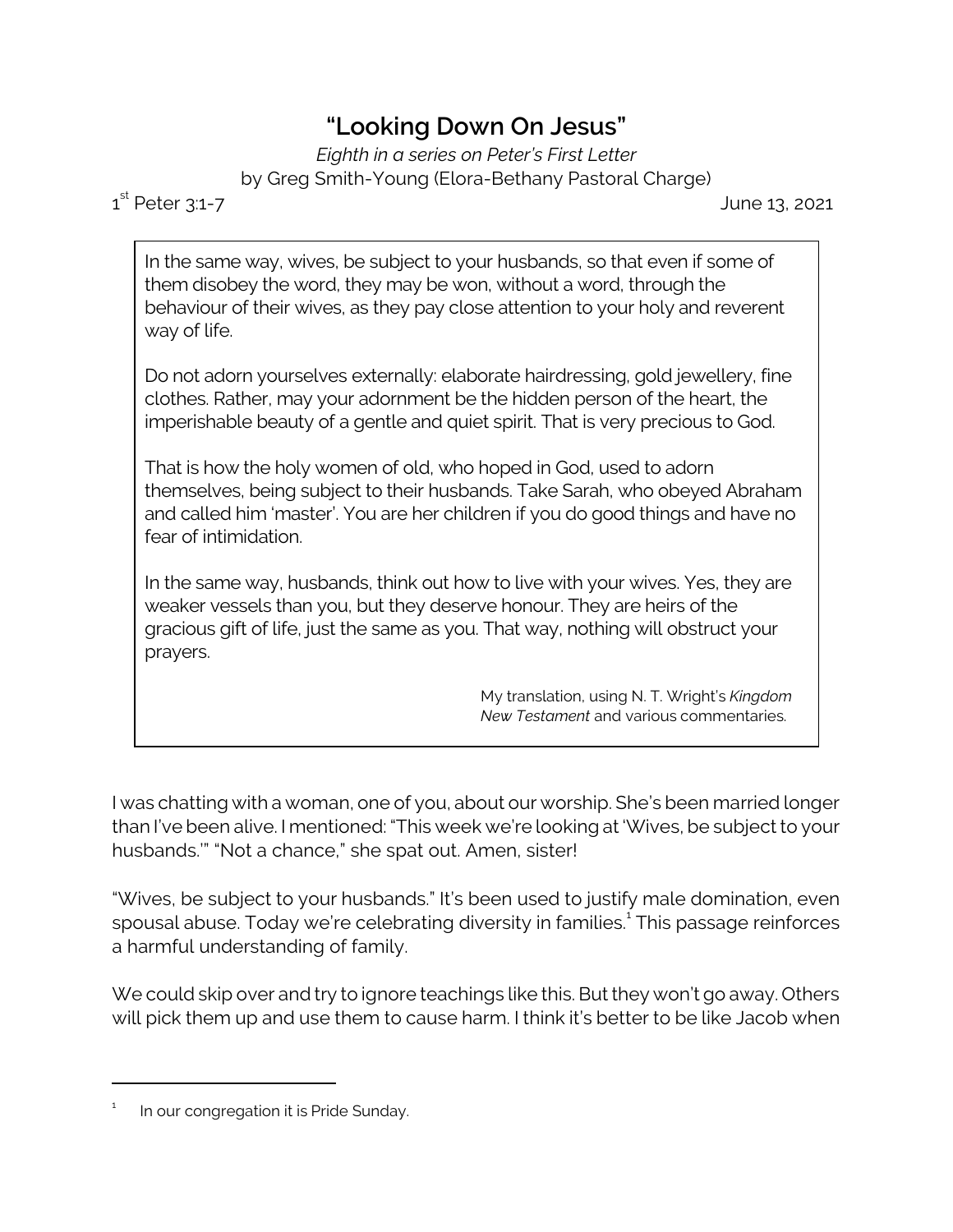# "Looking Down On Jesus"

*Eighth in a series on Peter's First Letter*

by Greg Smith-Young (Elora-Bethany Pastoral Charge)

1st Peter 3:1-7 June 13, 2021

> In the same way, wives, be subject to your husbands, so that even if some of them disobey the word, they may be won, without a word, through the behaviour of their wives, as they pay close attention to your holy and reverent way of life.
>
> Do not adorn yourselves externally: elaborate hairdressing, gold jewellery, fine clothes. Rather, may your adornment be the hidden person of the heart, the imperishable beauty of a gentle and quiet spirit. That is very precious to God.
>
> That is how the holy women of old, who hoped in God, used to adorn themselves, being subject to their husbands. Take Sarah, who obeyed Abraham and called him 'master'. You are her children if you do good things and have no fear of intimidation.
>
> In the same way, husbands, think out how to live with your wives. Yes, they are weaker vessels than you, but they deserve honour. They are heirs of the gracious gift of life, just the same as you. That way, nothing will obstruct your prayers.
>
> My translation, using N. T. Wright's *Kingdom New Testament* and various commentaries.

I was chatting with a woman, one of you, about our worship. She's been married longer than I've been alive. I mentioned: "This week we're looking at 'Wives, be subject to your husbands.'" "Not a chance," she spat out. Amen, sister!

"Wives, be subject to your husbands." It's been used to justify male domination, even spousal abuse. Today we're celebrating diversity in families.[1] This passage reinforces a harmful understanding of family.

We could skip over and try to ignore teachings like this. But they won't go away. Others will pick them up and use them to cause harm. I think it's better to be like Jacob when

---

[1] In our congregation it is Pride Sunday.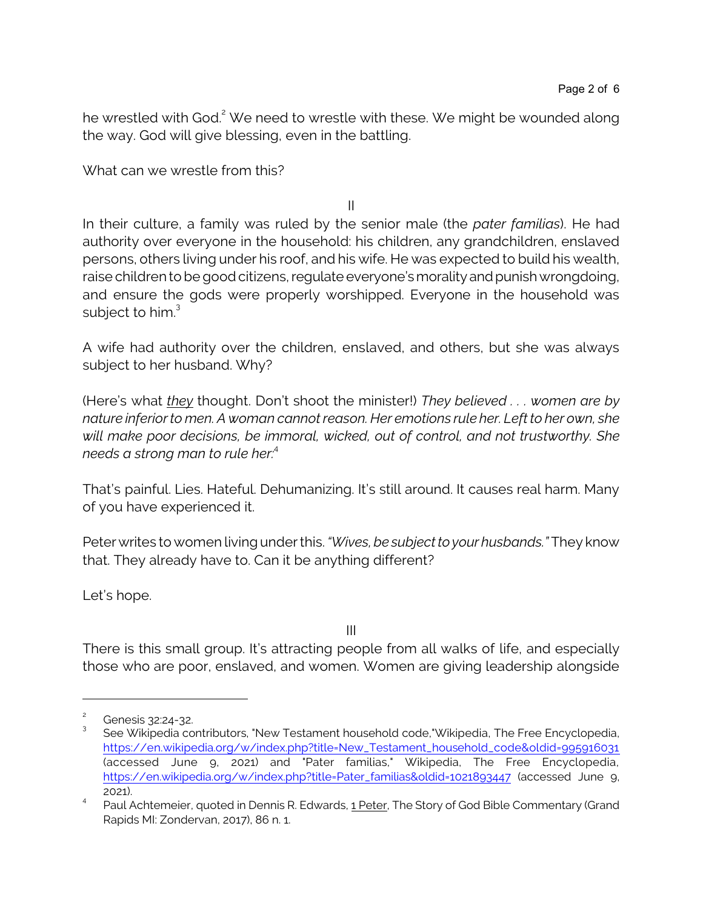he wrestled with God.[2] We need to wrestle with these. We might be wounded along the way. God will give blessing, even in the battling.

What can we wrestle from this?

II

In their culture, a family was ruled by the senior male (the *pater familias*). He had authority over everyone in the household: his children, any grandchildren, enslaved persons, others living under his roof, and his wife. He was expected to build his wealth, raise children to be good citizens, regulate everyone's morality and punish wrongdoing, and ensure the gods were properly worshipped. Everyone in the household was subject to him.[3]

A wife had authority over the children, enslaved, and others, but she was always subject to her husband. Why?

(Here's what <u>*they*</u> thought. Don't shoot the minister!) *They believed . . . women are by nature inferior to men. A woman cannot reason. Her emotions rule her. Left to her own, she will make poor decisions, be immoral, wicked, out of control, and not trustworthy. She needs a strong man to rule her.*[4]

That's painful. Lies. Hateful. Dehumanizing. It's still around. It causes real harm. Many of you have experienced it.

Peter writes to women living under this. *"Wives, be subject to your husbands."* They know that. They already have to. Can it be anything different?

Let's hope.

III

There is this small group. It's attracting people from all walks of life, and especially those who are poor, enslaved, and women. Women are giving leadership alongside

---

[2] Genesis 32:24-32.

[3] See Wikipedia contributors, "New Testament household code,"Wikipedia, The Free Encyclopedia, https://en.wikipedia.org/w/index.php?title=New_Testament_household_code&oldid=995916031 (accessed June 9, 2021) and "Pater familias," Wikipedia, The Free Encyclopedia, https://en.wikipedia.org/w/index.php?title=Pater_familias&oldid=1021893447 (accessed June 9, 2021).

[4] Paul Achtemeier, quoted in Dennis R. Edwards, <u>1 Peter</u>, The Story of God Bible Commentary (Grand Rapids MI: Zondervan, 2017), 86 n. 1.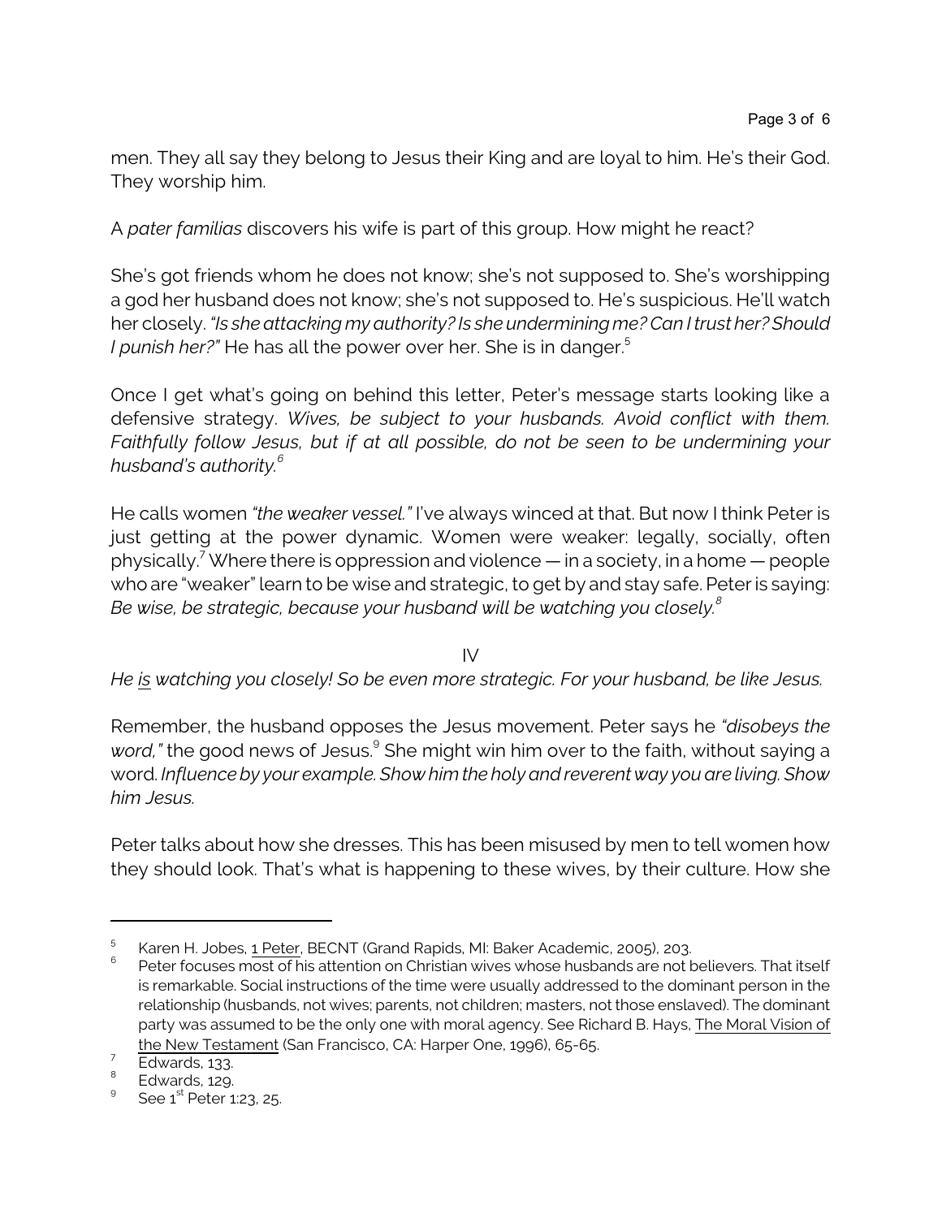men. They all say they belong to Jesus their King and are loyal to him. He's their God. They worship him.

A *pater familias* discovers his wife is part of this group. How might he react?

She's got friends whom he does not know; she's not supposed to. She's worshipping a god her husband does not know; she's not supposed to. He's suspicious. He'll watch her closely. *"Is she attacking my authority? Is she undermining me? Can I trust her? Should I punish her?"* He has all the power over her. She is in danger.[5]

Once I get what's going on behind this letter, Peter's message starts looking like a defensive strategy. *Wives, be subject to your husbands. Avoid conflict with them. Faithfully follow Jesus, but if at all possible, do not be seen to be undermining your husband's authority.*[6]

He calls women *"the weaker vessel."* I've always winced at that. But now I think Peter is just getting at the power dynamic. Women were weaker: legally, socially, often physically.[7] Where there is oppression and violence — in a society, in a home — people who are "weaker" learn to be wise and strategic, to get by and stay safe. Peter is saying: *Be wise, be strategic, because your husband will be watching you closely.*[8]

IV

*He <u>is</u> watching you closely! So be even more strategic. For your husband, be like Jesus.*

Remember, the husband opposes the Jesus movement. Peter says he *"disobeys the word,"* the good news of Jesus.[9] She might win him over to the faith, without saying a word. *Influence by your example. Show him the holy and reverent way you are living. Show him Jesus.*

Peter talks about how she dresses. This has been misused by men to tell women how they should look. That's what is happening to these wives, by their culture. How she

---

[5] Karen H. Jobes, <u>1 Peter</u>, BECNT (Grand Rapids, MI: Baker Academic, 2005), 203.

[6] Peter focuses most of his attention on Christian wives whose husbands are not believers. That itself is remarkable. Social instructions of the time were usually addressed to the dominant person in the relationship (husbands, not wives; parents, not children; masters, not those enslaved). The dominant party was assumed to be the only one with moral agency. See Richard B. Hays, <u>The Moral Vision of the New Testament</u> (San Francisco, CA: Harper One, 1996), 65-65.

[7] Edwards, 133.

[8] Edwards, 129.

[9] See 1st Peter 1:23, 25.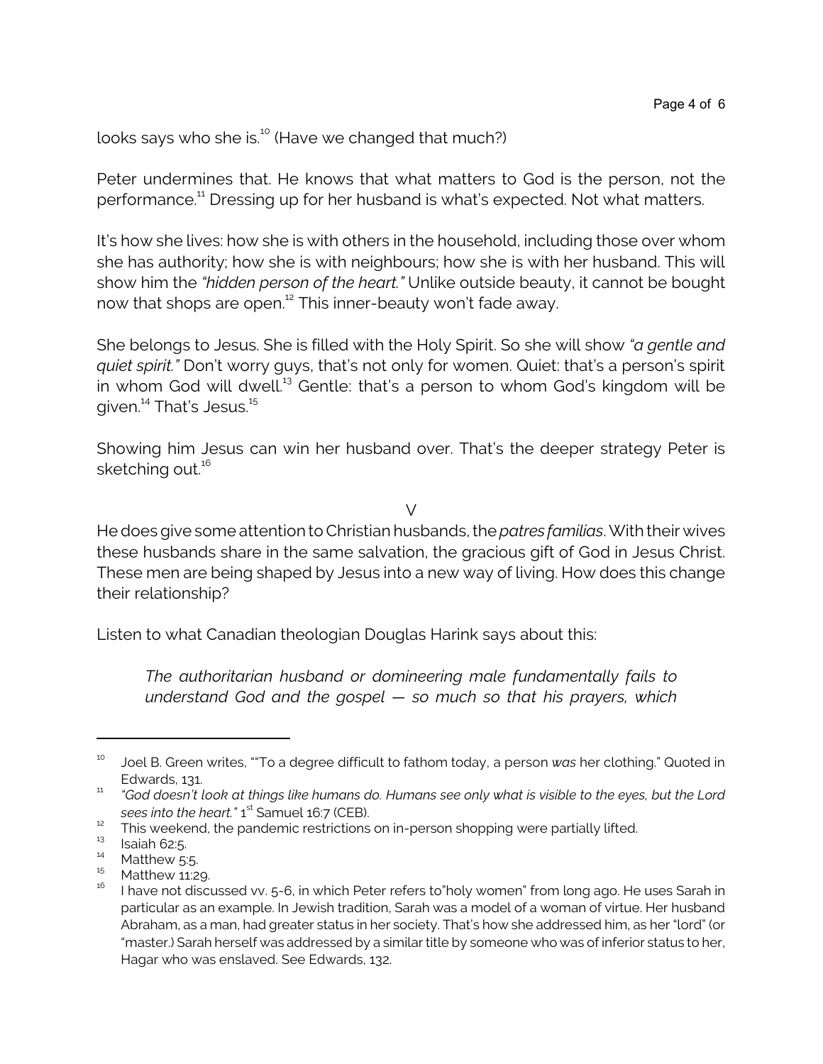looks says who she is.[10] (Have we changed that much?)

Peter undermines that. He knows that what matters to God is the person, not the performance.[11] Dressing up for her husband is what's expected. Not what matters.

It's how she lives: how she is with others in the household, including those over whom she has authority; how she is with neighbours; how she is with her husband. This will show him the *"hidden person of the heart."* Unlike outside beauty, it cannot be bought now that shops are open.[12] This inner-beauty won't fade away.

She belongs to Jesus. She is filled with the Holy Spirit. So she will show *"a gentle and quiet spirit."* Don't worry guys, that's not only for women. Quiet: that's a person's spirit in whom God will dwell.[13] Gentle: that's a person to whom God's kingdom will be given.[14] That's Jesus.[15]

Showing him Jesus can win her husband over. That's the deeper strategy Peter is sketching out.[16]

V

He does give some attention to Christian husbands, the *patres familias*. With their wives these husbands share in the same salvation, the gracious gift of God in Jesus Christ. These men are being shaped by Jesus into a new way of living. How does this change their relationship?

Listen to what Canadian theologian Douglas Harink says about this:

> *The authoritarian husband or domineering male fundamentally fails to understand God and the gospel — so much so that his prayers, which*

---

[10] Joel B. Green writes, ""To a degree difficult to fathom today, a person *was* her clothing." Quoted in Edwards, 131.

[11] *"God doesn't look at things like humans do. Humans see only what is visible to the eyes, but the Lord sees into the heart."* 1st Samuel 16:7 (CEB).

[12] This weekend, the pandemic restrictions on in-person shopping were partially lifted.

[13] Isaiah 62:5.

[14] Matthew 5:5.

[15] Matthew 11:29.

[16] I have not discussed vv. 5-6, in which Peter refers to"holy women" from long ago. He uses Sarah in particular as an example. In Jewish tradition, Sarah was a model of a woman of virtue. Her husband Abraham, as a man, had greater status in her society. That's how she addressed him, as her "lord" (or "master.) Sarah herself was addressed by a similar title by someone who was of inferior status to her, Hagar who was enslaved. See Edwards, 132.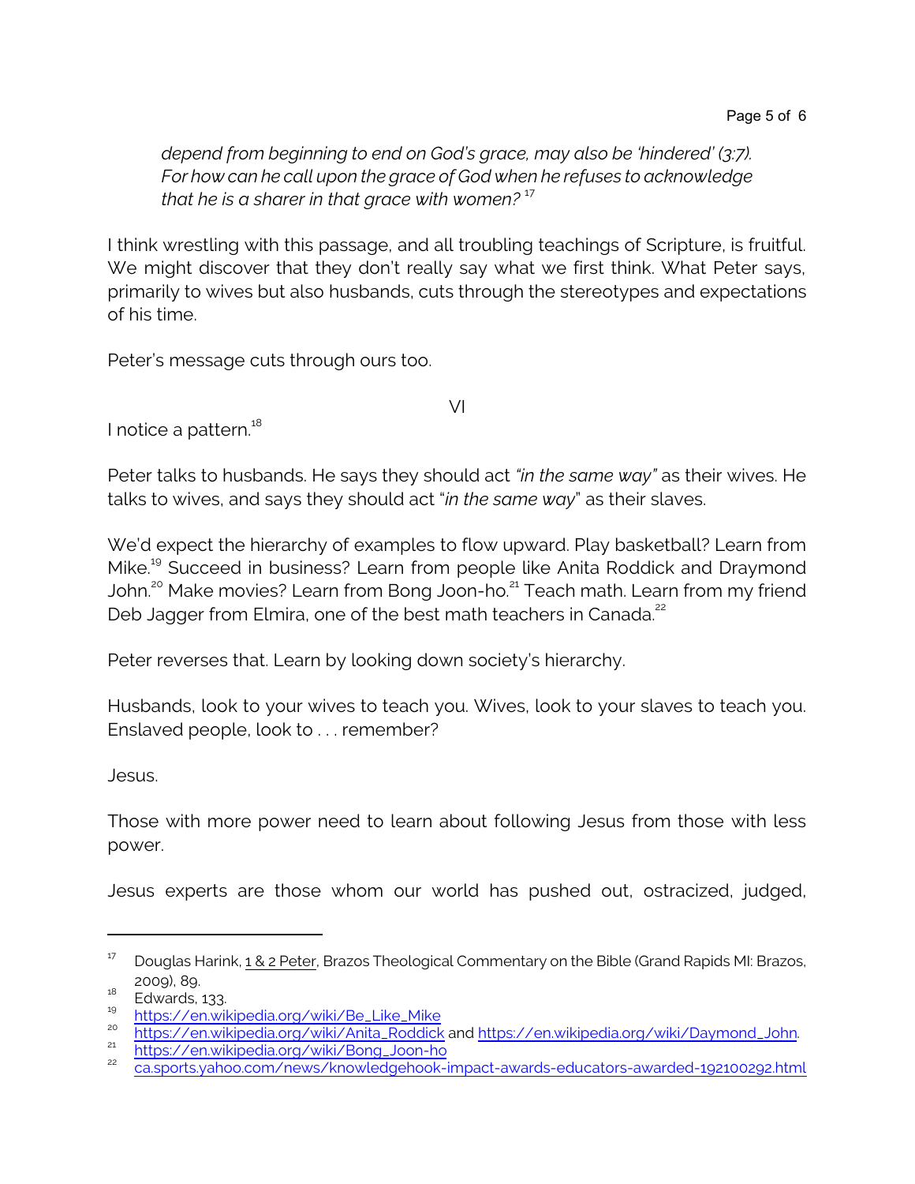*depend from beginning to end on God's grace, may also be 'hindered' (3:7). For how can he call upon the grace of God when he refuses to acknowledge that he is a sharer in that grace with women?* [17]

I think wrestling with this passage, and all troubling teachings of Scripture, is fruitful. We might discover that they don't really say what we first think. What Peter says, primarily to wives but also husbands, cuts through the stereotypes and expectations of his time.

Peter's message cuts through ours too.

VI

I notice a pattern.[18]

Peter talks to husbands. He says they should act *"in the same way"* as their wives. He talks to wives, and says they should act "*in the same way*" as their slaves.

We'd expect the hierarchy of examples to flow upward. Play basketball? Learn from Mike.[19] Succeed in business? Learn from people like Anita Roddick and Draymond John.[20] Make movies? Learn from Bong Joon-ho.[21] Teach math. Learn from my friend Deb Jagger from Elmira, one of the best math teachers in Canada.[22]

Peter reverses that. Learn by looking down society's hierarchy.

Husbands, look to your wives to teach you. Wives, look to your slaves to teach you. Enslaved people, look to . . . remember?

Jesus.

Those with more power need to learn about following Jesus from those with less power.

Jesus experts are those whom our world has pushed out, ostracized, judged,

---

17 Douglas Harink, 1 & 2 Peter, Brazos Theological Commentary on the Bible (Grand Rapids MI: Brazos, 2009), 89.

18 Edwards, 133.

19 https://en.wikipedia.org/wiki/Be_Like_Mike

20 https://en.wikipedia.org/wiki/Anita_Roddick and https://en.wikipedia.org/wiki/Daymond_John.

21 https://en.wikipedia.org/wiki/Bong_Joon-ho

22 ca.sports.yahoo.com/news/knowledgehook-impact-awards-educators-awarded-192100292.html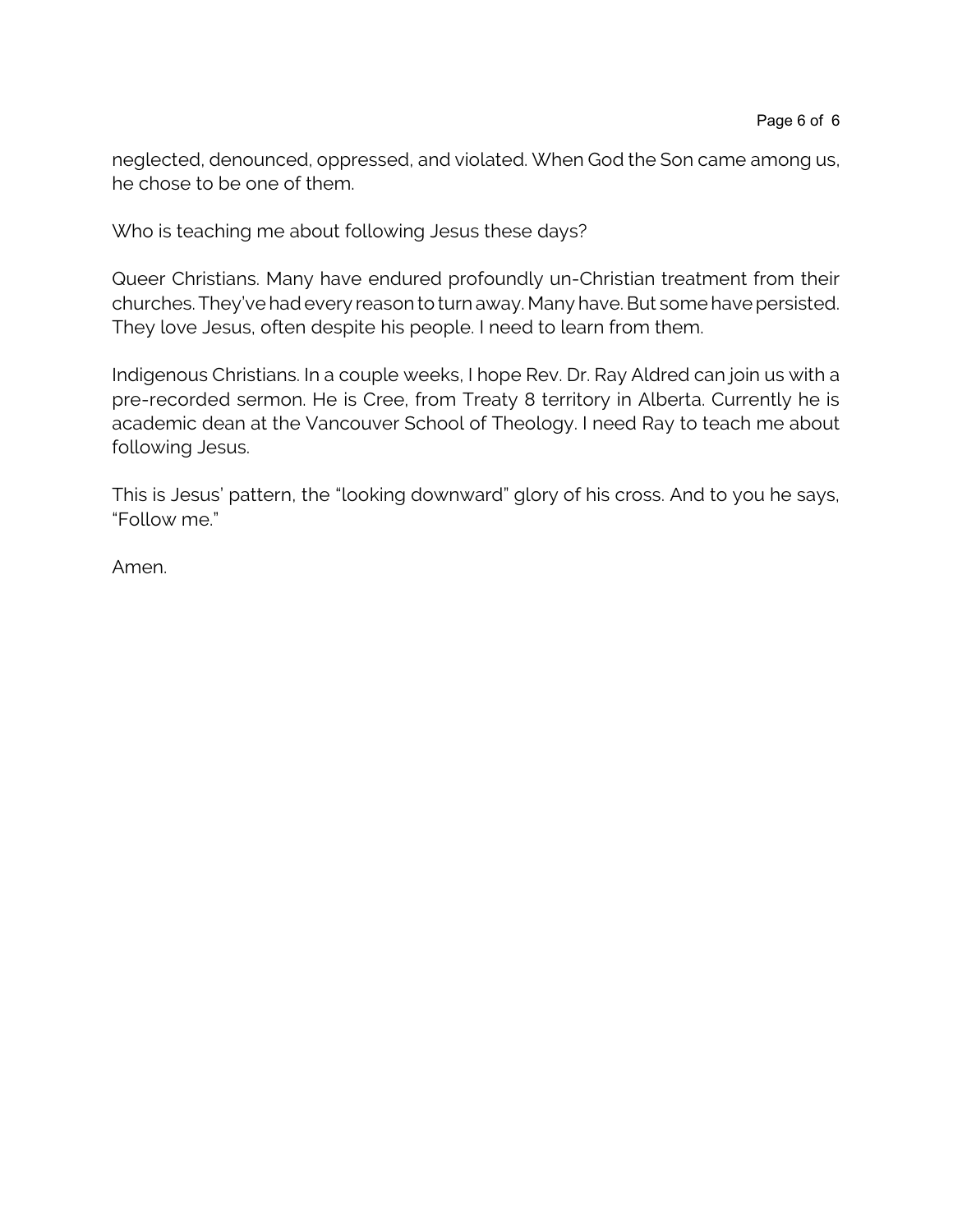neglected, denounced, oppressed, and violated. When God the Son came among us, he chose to be one of them.

Who is teaching me about following Jesus these days?

Queer Christians. Many have endured profoundly un-Christian treatment from their churches. They've had every reason to turn away. Many have. But some have persisted. They love Jesus, often despite his people. I need to learn from them.

Indigenous Christians. In a couple weeks, I hope Rev. Dr. Ray Aldred can join us with a pre-recorded sermon. He is Cree, from Treaty 8 territory in Alberta. Currently he is academic dean at the Vancouver School of Theology. I need Ray to teach me about following Jesus.

This is Jesus' pattern, the "looking downward" glory of his cross. And to you he says, "Follow me."

Amen.